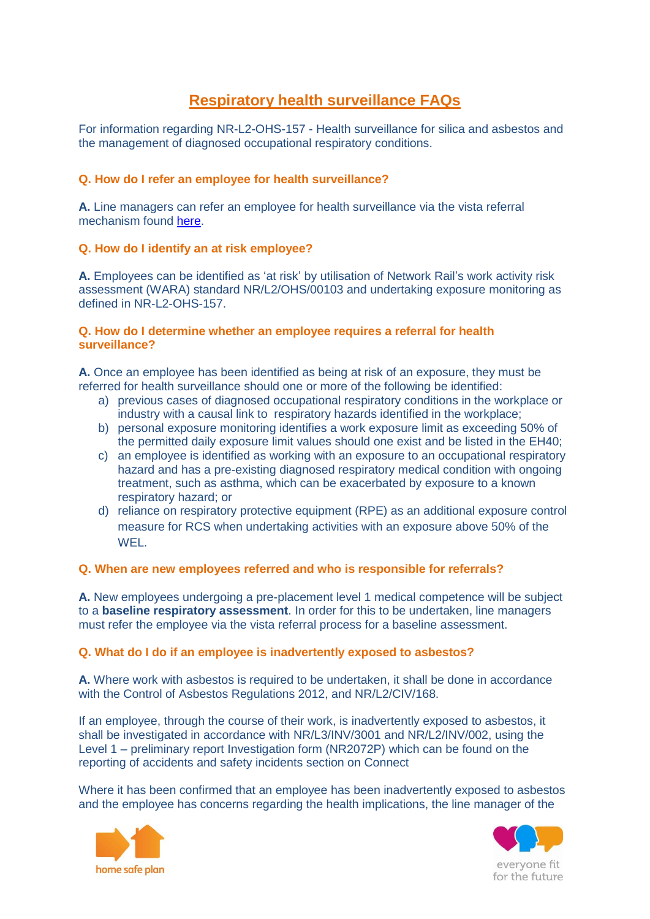# Respiratory health surveillance FAQs

For information regarding NR-L2-OHS-157 - Health surveillance for silica and asbestos and the management of diagnosed occupational respiratory conditions.

### Q. How do I refer an employee for health surveillance?

**A.** Line managers can refer an employee for health surveillance via the vista referral mechanism found here.

### Q. How do I identify an at risk employee?

**A.** Employees can be identified as 'at risk' by utilisation of Network Rail's work activity risk assessment (WARA) standard NR/L2/OHS/00103 and undertaking exposure monitoring as defined in NR-L2-OHS-157.

### Q. How do I determine whether an employee requires a referral for health surveillance?

**A.** Once an employee has been identified as being at risk of an exposure, they must be referred for health surveillance should one or more of the following be identified:

a) previous cases of diagnosed occupational respiratory conditions in the workplace or industry with a causal link to respiratory hazards identified in the workplace;
b) personal exposure monitoring identifies a work exposure limit as exceeding 50% of the permitted daily exposure limit values should one exist and be listed in the EH40;
c) an employee is identified as working with an exposure to an occupational respiratory hazard and has a pre-existing diagnosed respiratory medical condition with ongoing treatment, such as asthma, which can be exacerbated by exposure to a known respiratory hazard; or
d) reliance on respiratory protective equipment (RPE) as an additional exposure control measure for RCS when undertaking activities with an exposure above 50% of the WEL.

### Q. When are new employees referred and who is responsible for referrals?

**A.** New employees undergoing a pre-placement level 1 medical competence will be subject to a **baseline respiratory assessment**. In order for this to be undertaken, line managers must refer the employee via the vista referral process for a baseline assessment.

### Q. What do I do if an employee is inadvertently exposed to asbestos?

**A.** Where work with asbestos is required to be undertaken, it shall be done in accordance with the Control of Asbestos Regulations 2012, and NR/L2/CIV/168.

If an employee, through the course of their work, is inadvertently exposed to asbestos, it shall be investigated in accordance with NR/L3/INV/3001 and NR/L2/INV/002, using the Level 1 – preliminary report Investigation form (NR2072P) which can be found on the reporting of accidents and safety incidents section on Connect

Where it has been confirmed that an employee has been inadvertently exposed to asbestos and the employee has concerns regarding the health implications, the line manager of the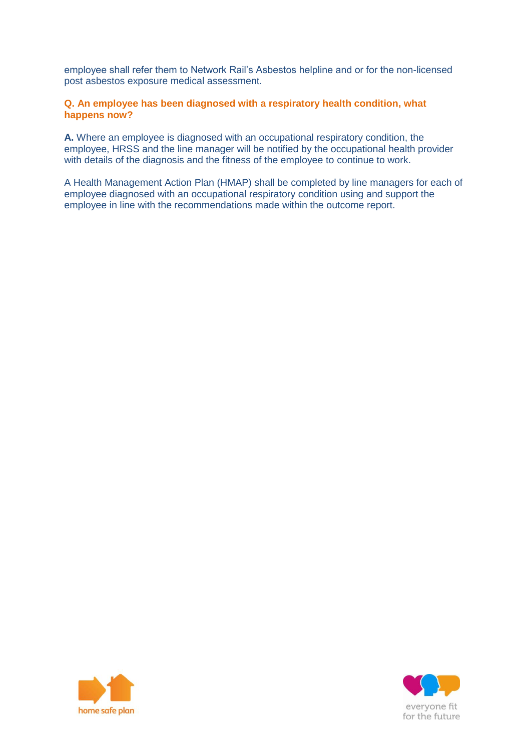employee shall refer them to Network Rail's Asbestos helpline and or for the non-licensed post asbestos exposure medical assessment.

**Q. An employee has been diagnosed with a respiratory health condition, what happens now?**

**A.** Where an employee is diagnosed with an occupational respiratory condition, the employee, HRSS and the line manager will be notified by the occupational health provider with details of the diagnosis and the fitness of the employee to continue to work.

A Health Management Action Plan (HMAP) shall be completed by line managers for each of employee diagnosed with an occupational respiratory condition using and support the employee in line with the recommendations made within the outcome report.